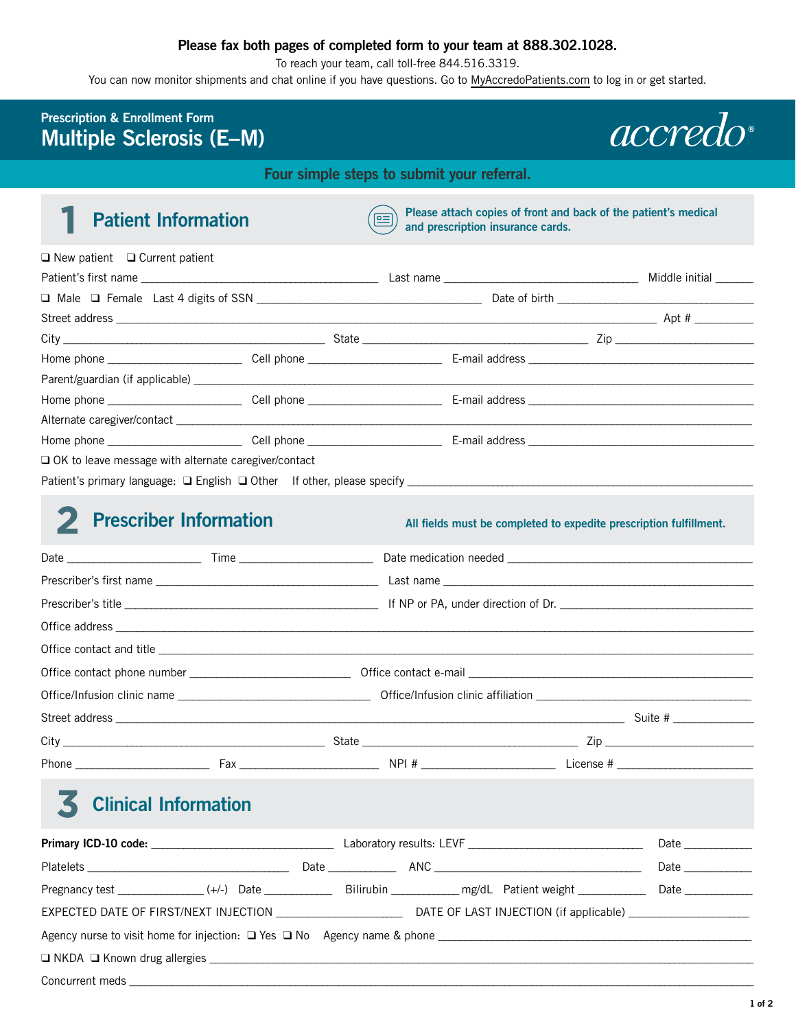**Please fax both pages of completed form to your team at 888.302.1028.**

To reach your team, call toll-free 844.516.3319.

You can now monitor shipments and chat online if you have questions. Go to MyAccredoPatients.com to log in or get started.

Prescription & Enrollment Form

# Multiple Sclerosis (E–M)

accredo®

**Four simple steps to submit your referral.**

## 1 Patient Information

**Please attach copies of front and back of the patient's medical and prescription insurance cards.**

❑ New patient ❑ Current patient

Patient's first name ______________________ Last name ______________________ Middle initial ______

❑ Male ❑ Female Last 4 digits of SSN ______________________ Date of birth ______________________

Street address ____________________________________________ Apt # __________

City ______________________ State ______________________ Zip ______________________

Home phone ______________ Cell phone ______________ E-mail address ______________________

Parent/guardian (if applicable) ____________________________________________

Home phone ______________ Cell phone ______________ E-mail address ______________________

Alternate caregiver/contact ____________________________________________

Home phone ______________ Cell phone ______________ E-mail address ______________________

❑ OK to leave message with alternate caregiver/contact

Patient's primary language: ❑ English ❑ Other If other, please specify ______________________

## 2 Prescriber Information

**All fields must be completed to expedite prescription fulfillment.**

Date ______________ Time ______________ Date medication needed ______________________

Prescriber's first name ______________________ Last name ______________________

Prescriber's title ______________________ If NP or PA, under direction of Dr. ______________________

Office address ____________________________________________

Office contact and title ____________________________________________

Office contact phone number ______________________ Office contact e-mail ______________________

Office/Infusion clinic name ______________________ Office/Infusion clinic affiliation ______________________

Street address ____________________________________________ Suite # __________

City ______________________ State ______________________ Zip ______________________

Phone ______________ Fax ______________ NPI # ______________ License # ______________

## 3 Clinical Information

**Primary ICD-10 code:** ______________________ Laboratory results: LEVF ______________________ Date __________

Platelets ______________________ Date __________ ANC ______________________ Date __________

Pregnancy test ______________ (+/-) Date __________ Bilirubin __________ mg/dL Patient weight __________ Date __________

EXPECTED DATE OF FIRST/NEXT INJECTION ______________ DATE OF LAST INJECTION (if applicable) ______________

Agency nurse to visit home for injection: ❑ Yes ❑ No Agency name & phone ______________________

❑ NKDA ❑ Known drug allergies ____________________________________________

Concurrent meds ____________________________________________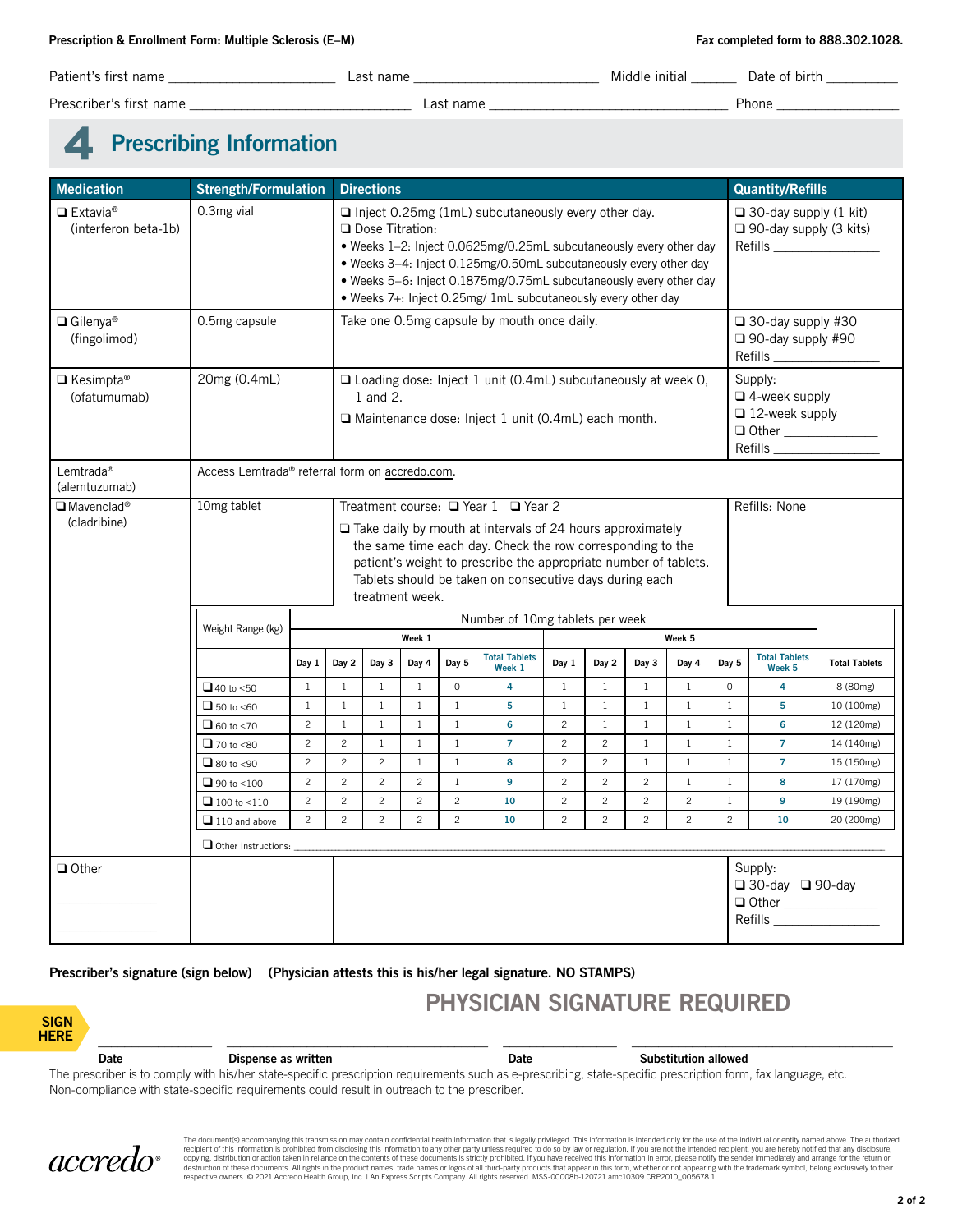Prescription & Enrollment Form: Multiple Sclerosis (E–M)

Fax completed form to 888.302.1028.

Patient's first name ______________________ Last name ________________________ Middle initial ______ Date of birth __________

Prescriber's first name _____________________________ Last name ________________________________ Phone ________________

## 4 Prescribing Information

| Medication | Strength/Formulation | Directions | Quantity/Refills |
|---|---|---|---|
| ❑ Extavia® (interferon beta-1b) | 0.3mg vial | ❑ Inject 0.25mg (1mL) subcutaneously every other day.<br>❑ Dose Titration:<br>• Weeks 1–2: Inject 0.0625mg/0.25mL subcutaneously every other day<br>• Weeks 3–4: Inject 0.125mg/0.50mL subcutaneously every other day<br>• Weeks 5–6: Inject 0.1875mg/0.75mL subcutaneously every other day<br>• Weeks 7+: Inject 0.25mg/ 1mL subcutaneously every other day | ❑ 30-day supply (1 kit)<br>❑ 90-day supply (3 kits)<br>Refills ______________ |
| ❑ Gilenya® (fingolimod) | 0.5mg capsule | Take one 0.5mg capsule by mouth once daily. | ❑ 30-day supply #30<br>❑ 90-day supply #90<br>Refills ______________ |
| ❑ Kesimpta® (ofatumumab) | 20mg (0.4mL) | ❑ Loading dose: Inject 1 unit (0.4mL) subcutaneously at week 0, 1 and 2.<br>❑ Maintenance dose: Inject 1 unit (0.4mL) each month. | Supply:<br>❑ 4-week supply<br>❑ 12-week supply<br>❑ Other ______________<br>Refills ______________ |
| Lemtrada® (alemtuzumab) | Access Lemtrada® referral form on accredo.com. | | |
| ❑ Mavenclad® (cladribine) | 10mg tablet | Treatment course: ❑ Year 1 ❑ Year 2<br>❑ Take daily by mouth at intervals of 24 hours approximately the same time each day. Check the row corresponding to the patient's weight to prescribe the appropriate number of tablets. Tablets should be taken on consecutive days during each treatment week. | Refills: None |
| ❑ Other<br>______________<br>______________ | | | Supply:<br>❑ 30-day ❑ 90-day<br>❑ Other ______________<br>Refills ______________ |

Mavenclad® – Number of 10mg tablets per week

| Weight Range (kg) | Week 1 | | | | | | Week 5 | | | | | | |
|---|---|---|---|---|---|---|---|---|---|---|---|---|---|
| | Day 1 | Day 2 | Day 3 | Day 4 | Day 5 | Total Tablets Week 1 | Day 1 | Day 2 | Day 3 | Day 4 | Day 5 | Total Tablets Week 5 | Total Tablets |
| ❑ 40 to <50 | 1 | 1 | 1 | 1 | 0 | 4 | 1 | 1 | 1 | 1 | 0 | 4 | 8 (80mg) |
| ❑ 50 to <60 | 1 | 1 | 1 | 1 | 1 | 5 | 1 | 1 | 1 | 1 | 1 | 5 | 10 (100mg) |
| ❑ 60 to <70 | 2 | 1 | 1 | 1 | 1 | 6 | 2 | 1 | 1 | 1 | 1 | 6 | 12 (120mg) |
| ❑ 70 to <80 | 2 | 2 | 1 | 1 | 1 | 7 | 2 | 2 | 1 | 1 | 1 | 7 | 14 (140mg) |
| ❑ 80 to <90 | 2 | 2 | 2 | 1 | 1 | 8 | 2 | 2 | 1 | 1 | 1 | 7 | 15 (150mg) |
| ❑ 90 to <100 | 2 | 2 | 2 | 2 | 1 | 9 | 2 | 2 | 2 | 1 | 1 | 8 | 17 (170mg) |
| ❑ 100 to <110 | 2 | 2 | 2 | 2 | 2 | 10 | 2 | 2 | 2 | 2 | 1 | 9 | 19 (190mg) |
| ❑ 110 and above | 2 | 2 | 2 | 2 | 2 | 10 | 2 | 2 | 2 | 2 | 2 | 10 | 20 (200mg) |

❑ Other instructions: ______________________________________________

**Prescriber's signature (sign below)** **(Physician attests this is his/her legal signature. NO STAMPS)**

**PHYSICIAN SIGNATURE REQUIRED**

**SIGN HERE**

______________ ______________________________ ______________ ______________________________

**Date** **Dispense as written** **Date** **Substitution allowed**

The prescriber is to comply with his/her state-specific prescription requirements such as e-prescribing, state-specific prescription form, fax language, etc. Non-compliance with state-specific requirements could result in outreach to the prescriber.

accredo®

The document(s) accompanying this transmission may contain confidential health information that is legally privileged. This information is intended only for the use of the individual or entity named above. The authorized recipient of this information is prohibited from disclosing this information to any other party unless required to do so by law or regulation. If you are not the intended recipient, you are hereby notified that any disclosure, copying, distribution or action taken in reliance on the contents of these documents is strictly prohibited. If you have received this information in error, please notify the sender immediately and arrange for the return or destruction of these documents. All rights in the product names, trade names or logos of all third-party products that appear in this form, whether or not appearing with the trademark symbol, belong exclusively to their respective owners. © 2021 Accredo Health Group, Inc. | An Express Scripts Company. All rights reserved. MSS-00008b-120721 amc10309 CRP2010_005678.1